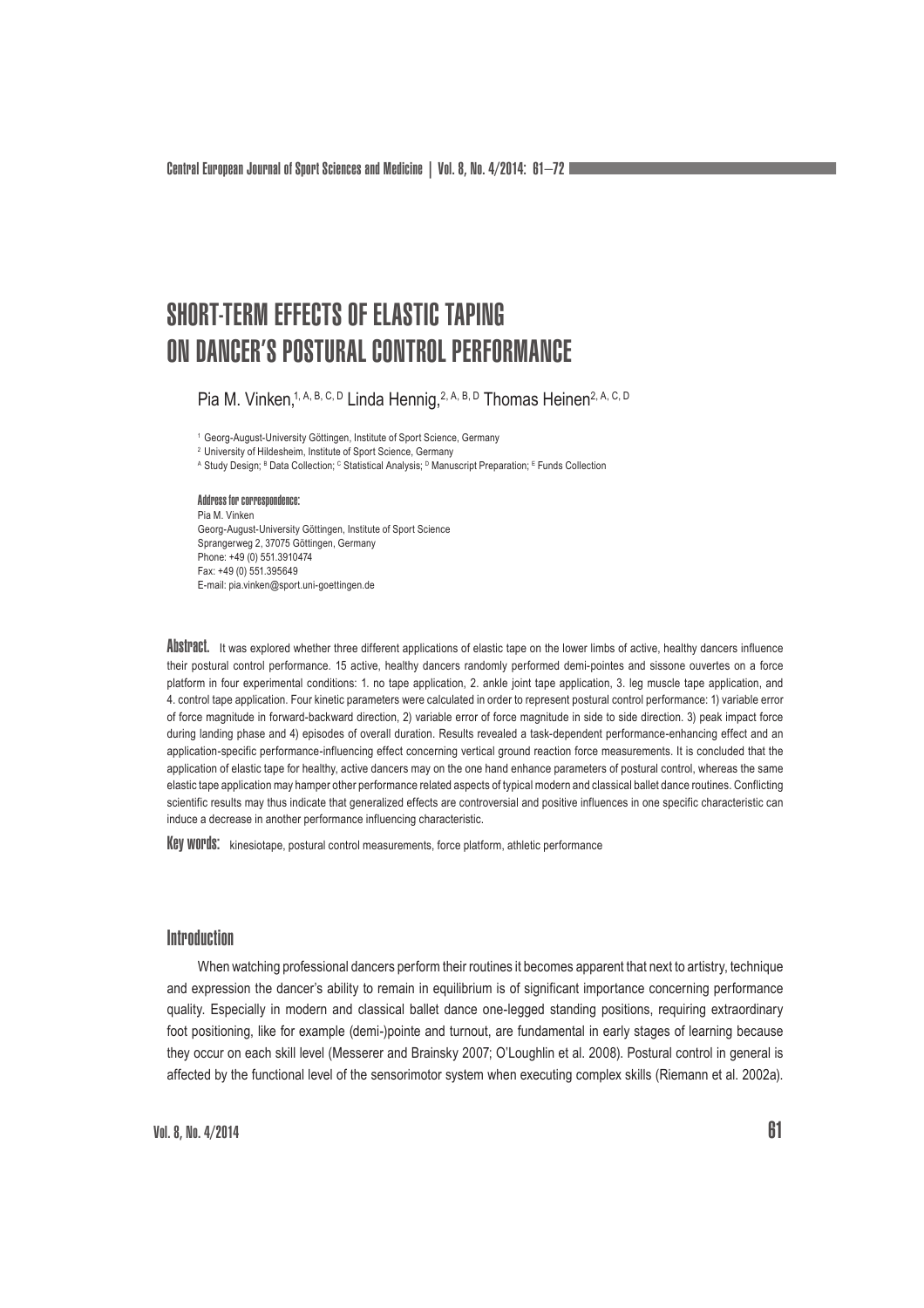# SHORT-TERM EFFECTS OF ELASTIC TAPING ON DANCER'S POSTURAL CONTROL PERFORMANCE

Pia M. Vinken,[1, A, B, C, D] Linda Hennig,[2, A, B, D] Thomas Heinen[2, A, C, D]

[1] Georg-August-University Göttingen, Institute of Sport Science, Germany
[2] University of Hildesheim, Institute of Sport Science, Germany
[A] Study Design; [B] Data Collection; [C] Statistical Analysis; [D] Manuscript Preparation; [E] Funds Collection

**Address for correspondence:**
Pia M. Vinken
Georg-August-University Göttingen, Institute of Sport Science
Sprangerweg 2, 37075 Göttingen, Germany
Phone: +49 (0) 551.3910474
Fax: +49 (0) 551.395649
E-mail: pia.vinken@sport.uni-goettingen.de

**Abstract.** It was explored whether three different applications of elastic tape on the lower limbs of active, healthy dancers influence their postural control performance. 15 active, healthy dancers randomly performed demi-pointes and sissone ouvertes on a force platform in four experimental conditions: 1. no tape application, 2. ankle joint tape application, 3. leg muscle tape application, and 4. control tape application. Four kinetic parameters were calculated in order to represent postural control performance: 1) variable error of force magnitude in forward-backward direction, 2) variable error of force magnitude in side to side direction. 3) peak impact force during landing phase and 4) episodes of overall duration. Results revealed a task-dependent performance-enhancing effect and an application-specific performance-influencing effect concerning vertical ground reaction force measurements. It is concluded that the application of elastic tape for healthy, active dancers may on the one hand enhance parameters of postural control, whereas the same elastic tape application may hamper other performance related aspects of typical modern and classical ballet dance routines. Conflicting scientific results may thus indicate that generalized effects are controversial and positive influences in one specific characteristic can induce a decrease in another performance influencing characteristic.

**Key words:** kinesiotape, postural control measurements, force platform, athletic performance

## Introduction

When watching professional dancers perform their routines it becomes apparent that next to artistry, technique and expression the dancer's ability to remain in equilibrium is of significant importance concerning performance quality. Especially in modern and classical ballet dance one-legged standing positions, requiring extraordinary foot positioning, like for example (demi-)pointe and turnout, are fundamental in early stages of learning because they occur on each skill level (Messerer and Brainsky 2007; O'Loughlin et al. 2008). Postural control in general is affected by the functional level of the sensorimotor system when executing complex skills (Riemann et al. 2002a).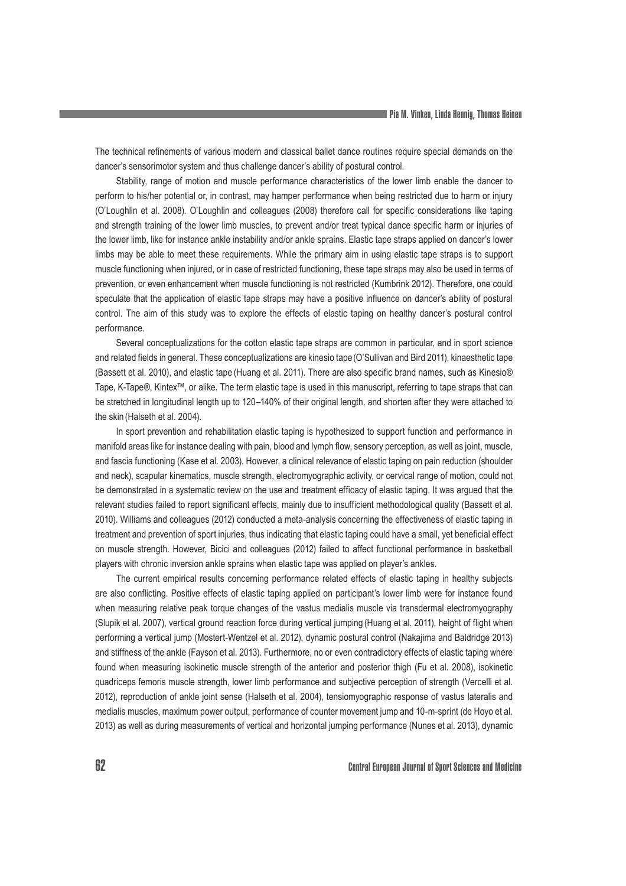The technical refinements of various modern and classical ballet dance routines require special demands on the dancer's sensorimotor system and thus challenge dancer's ability of postural control.

Stability, range of motion and muscle performance characteristics of the lower limb enable the dancer to perform to his/her potential or, in contrast, may hamper performance when being restricted due to harm or injury (O'Loughlin et al. 2008). O'Loughlin and colleagues (2008) therefore call for specific considerations like taping and strength training of the lower limb muscles, to prevent and/or treat typical dance specific harm or injuries of the lower limb, like for instance ankle instability and/or ankle sprains. Elastic tape straps applied on dancer's lower limbs may be able to meet these requirements. While the primary aim in using elastic tape straps is to support muscle functioning when injured, or in case of restricted functioning, these tape straps may also be used in terms of prevention, or even enhancement when muscle functioning is not restricted (Kumbrink 2012). Therefore, one could speculate that the application of elastic tape straps may have a positive influence on dancer's ability of postural control. The aim of this study was to explore the effects of elastic taping on healthy dancer's postural control performance.

Several conceptualizations for the cotton elastic tape straps are common in particular, and in sport science and related fields in general. These conceptualizations are kinesio tape (O'Sullivan and Bird 2011), kinaesthetic tape (Bassett et al. 2010), and elastic tape (Huang et al. 2011). There are also specific brand names, such as Kinesio® Tape, K-Tape®, Kintex™, or alike. The term elastic tape is used in this manuscript, referring to tape straps that can be stretched in longitudinal length up to 120–140% of their original length, and shorten after they were attached to the skin (Halseth et al. 2004).

In sport prevention and rehabilitation elastic taping is hypothesized to support function and performance in manifold areas like for instance dealing with pain, blood and lymph flow, sensory perception, as well as joint, muscle, and fascia functioning (Kase et al. 2003). However, a clinical relevance of elastic taping on pain reduction (shoulder and neck), scapular kinematics, muscle strength, electromyographic activity, or cervical range of motion, could not be demonstrated in a systematic review on the use and treatment efficacy of elastic taping. It was argued that the relevant studies failed to report significant effects, mainly due to insufficient methodological quality (Bassett et al. 2010). Williams and colleagues (2012) conducted a meta-analysis concerning the effectiveness of elastic taping in treatment and prevention of sport injuries, thus indicating that elastic taping could have a small, yet beneficial effect on muscle strength. However, Bicici and colleagues (2012) failed to affect functional performance in basketball players with chronic inversion ankle sprains when elastic tape was applied on player's ankles.

The current empirical results concerning performance related effects of elastic taping in healthy subjects are also conflicting. Positive effects of elastic taping applied on participant's lower limb were for instance found when measuring relative peak torque changes of the vastus medialis muscle via transdermal electromyography (Slupik et al. 2007), vertical ground reaction force during vertical jumping (Huang et al. 2011), height of flight when performing a vertical jump (Mostert-Wentzel et al. 2012), dynamic postural control (Nakajima and Baldridge 2013) and stiffness of the ankle (Fayson et al. 2013). Furthermore, no or even contradictory effects of elastic taping where found when measuring isokinetic muscle strength of the anterior and posterior thigh (Fu et al. 2008), isokinetic quadriceps femoris muscle strength, lower limb performance and subjective perception of strength (Vercelli et al. 2012), reproduction of ankle joint sense (Halseth et al. 2004), tensiomyographic response of vastus lateralis and medialis muscles, maximum power output, performance of counter movement jump and 10-m-sprint (de Hoyo et al. 2013) as well as during measurements of vertical and horizontal jumping performance (Nunes et al. 2013), dynamic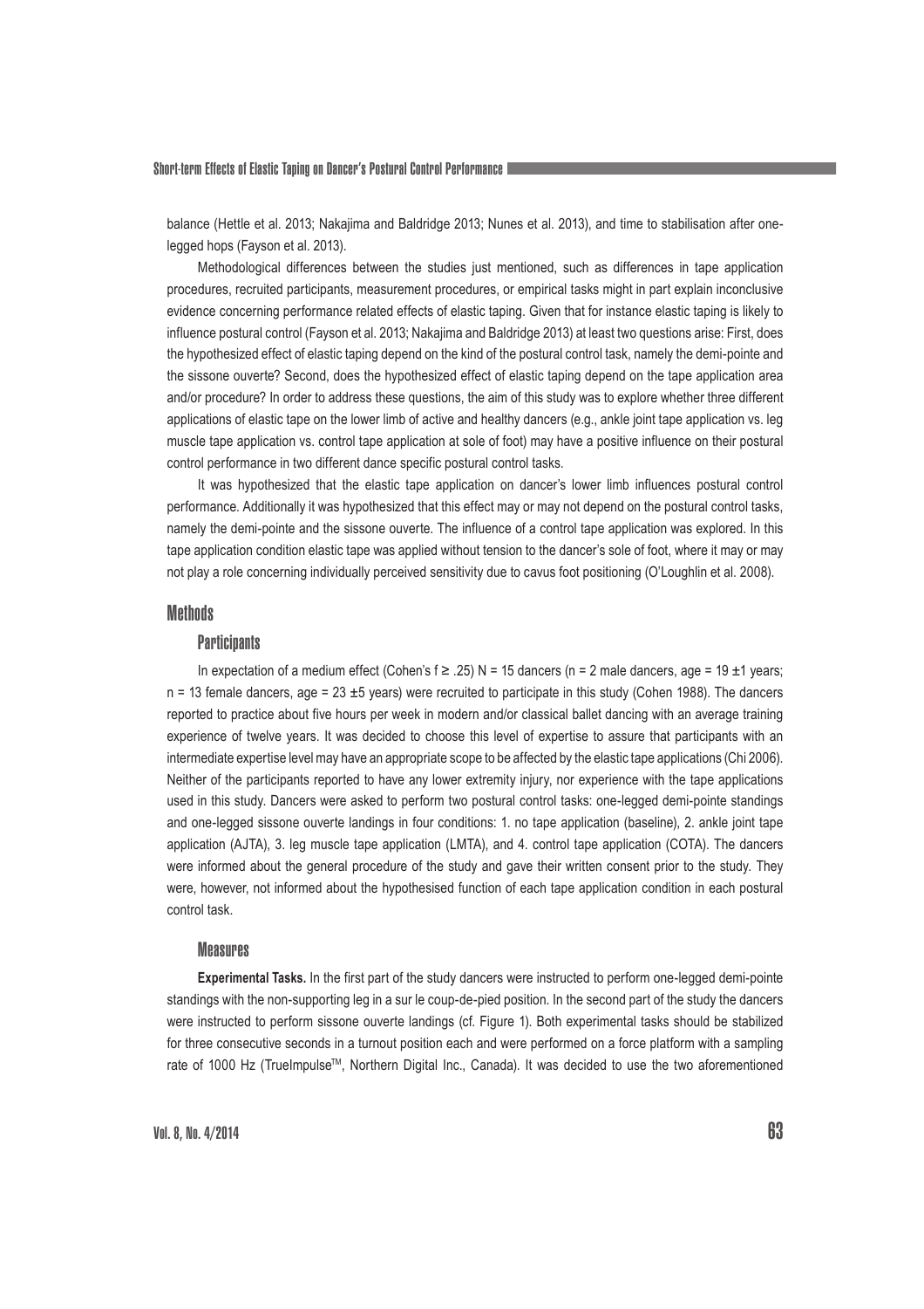balance (Hettle et al. 2013; Nakajima and Baldridge 2013; Nunes et al. 2013), and time to stabilisation after one-legged hops (Fayson et al. 2013).

Methodological differences between the studies just mentioned, such as differences in tape application procedures, recruited participants, measurement procedures, or empirical tasks might in part explain inconclusive evidence concerning performance related effects of elastic taping. Given that for instance elastic taping is likely to influence postural control (Fayson et al. 2013; Nakajima and Baldridge 2013) at least two questions arise: First, does the hypothesized effect of elastic taping depend on the kind of the postural control task, namely the demi-pointe and the sissone ouverte? Second, does the hypothesized effect of elastic taping depend on the tape application area and/or procedure? In order to address these questions, the aim of this study was to explore whether three different applications of elastic tape on the lower limb of active and healthy dancers (e.g., ankle joint tape application vs. leg muscle tape application vs. control tape application at sole of foot) may have a positive influence on their postural control performance in two different dance specific postural control tasks.

It was hypothesized that the elastic tape application on dancer's lower limb influences postural control performance. Additionally it was hypothesized that this effect may or may not depend on the postural control tasks, namely the demi-pointe and the sissone ouverte. The influence of a control tape application was explored. In this tape application condition elastic tape was applied without tension to the dancer's sole of foot, where it may or may not play a role concerning individually perceived sensitivity due to cavus foot positioning (O'Loughlin et al. 2008).

## Methods

### Participants

In expectation of a medium effect (Cohen's $f \geq .25$) $N = 15$ dancers ($n = 2$ male dancers, age = 19 ±1 years; $n = 13$ female dancers, age = 23 ±5 years) were recruited to participate in this study (Cohen 1988). The dancers reported to practice about five hours per week in modern and/or classical ballet dancing with an average training experience of twelve years. It was decided to choose this level of expertise to assure that participants with an intermediate expertise level may have an appropriate scope to be affected by the elastic tape applications (Chi 2006). Neither of the participants reported to have any lower extremity injury, nor experience with the tape applications used in this study. Dancers were asked to perform two postural control tasks: one-legged demi-pointe standings and one-legged sissone ouverte landings in four conditions: 1. no tape application (baseline), 2. ankle joint tape application (AJTA), 3. leg muscle tape application (LMTA), and 4. control tape application (COTA). The dancers were informed about the general procedure of the study and gave their written consent prior to the study. They were, however, not informed about the hypothesised function of each tape application condition in each postural control task.

### Measures

**Experimental Tasks.** In the first part of the study dancers were instructed to perform one-legged demi-pointe standings with the non-supporting leg in a sur le coup-de-pied position. In the second part of the study the dancers were instructed to perform sissone ouverte landings (cf. Figure 1). Both experimental tasks should be stabilized for three consecutive seconds in a turnout position each and were performed on a force platform with a sampling rate of 1000 Hz (TrueImpulse™, Northern Digital Inc., Canada). It was decided to use the two aforementioned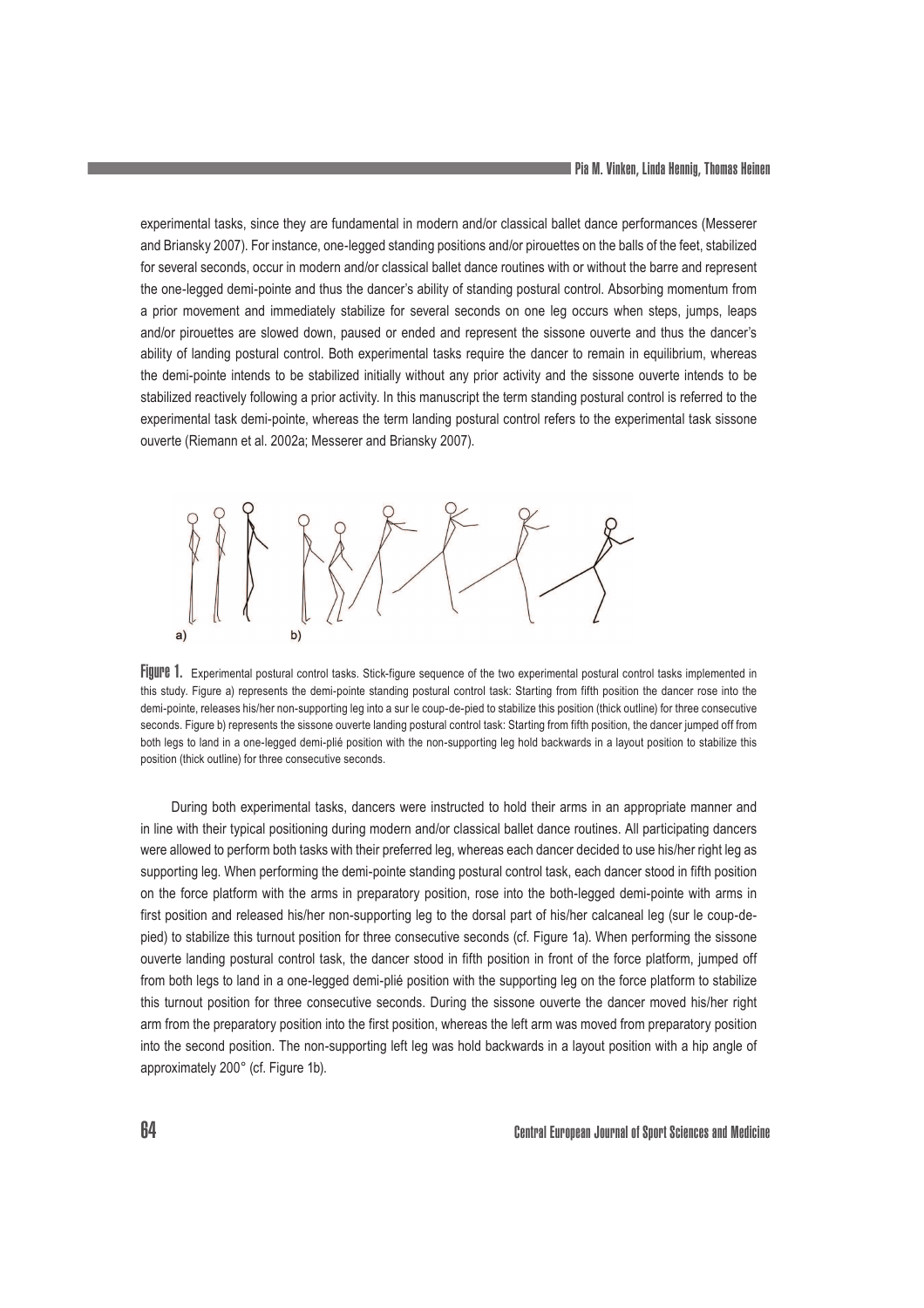experimental tasks, since they are fundamental in modern and/or classical ballet dance performances (Messerer and Briansky 2007). For instance, one-legged standing positions and/or pirouettes on the balls of the feet, stabilized for several seconds, occur in modern and/or classical ballet dance routines with or without the barre and represent the one-legged demi-pointe and thus the dancer's ability of standing postural control. Absorbing momentum from a prior movement and immediately stabilize for several seconds on one leg occurs when steps, jumps, leaps and/or pirouettes are slowed down, paused or ended and represent the sissone ouverte and thus the dancer's ability of landing postural control. Both experimental tasks require the dancer to remain in equilibrium, whereas the demi-pointe intends to be stabilized initially without any prior activity and the sissone ouverte intends to be stabilized reactively following a prior activity. In this manuscript the term standing postural control is referred to the experimental task demi-pointe, whereas the term landing postural control refers to the experimental task sissone ouverte (Riemann et al. 2002a; Messerer and Briansky 2007).

**Figure 1.** Experimental postural control tasks. Stick-figure sequence of the two experimental postural control tasks implemented in this study. Figure a) represents the demi-pointe standing postural control task: Starting from fifth position the dancer rose into the demi-pointe, releases his/her non-supporting leg into a sur le coup-de-pied to stabilize this position (thick outline) for three consecutive seconds. Figure b) represents the sissone ouverte landing postural control task: Starting from fifth position, the dancer jumped off from both legs to land in a one-legged demi-plié position with the non-supporting leg hold backwards in a layout position to stabilize this position (thick outline) for three consecutive seconds.

During both experimental tasks, dancers were instructed to hold their arms in an appropriate manner and in line with their typical positioning during modern and/or classical ballet dance routines. All participating dancers were allowed to perform both tasks with their preferred leg, whereas each dancer decided to use his/her right leg as supporting leg. When performing the demi-pointe standing postural control task, each dancer stood in fifth position on the force platform with the arms in preparatory position, rose into the both-legged demi-pointe with arms in first position and released his/her non-supporting leg to the dorsal part of his/her calcaneal leg (sur le coup-de-pied) to stabilize this turnout position for three consecutive seconds (cf. Figure 1a). When performing the sissone ouverte landing postural control task, the dancer stood in fifth position in front of the force platform, jumped off from both legs to land in a one-legged demi-plié position with the supporting leg on the force platform to stabilize this turnout position for three consecutive seconds. During the sissone ouverte the dancer moved his/her right arm from the preparatory position into the first position, whereas the left arm was moved from preparatory position into the second position. The non-supporting left leg was hold backwards in a layout position with a hip angle of approximately 200° (cf. Figure 1b).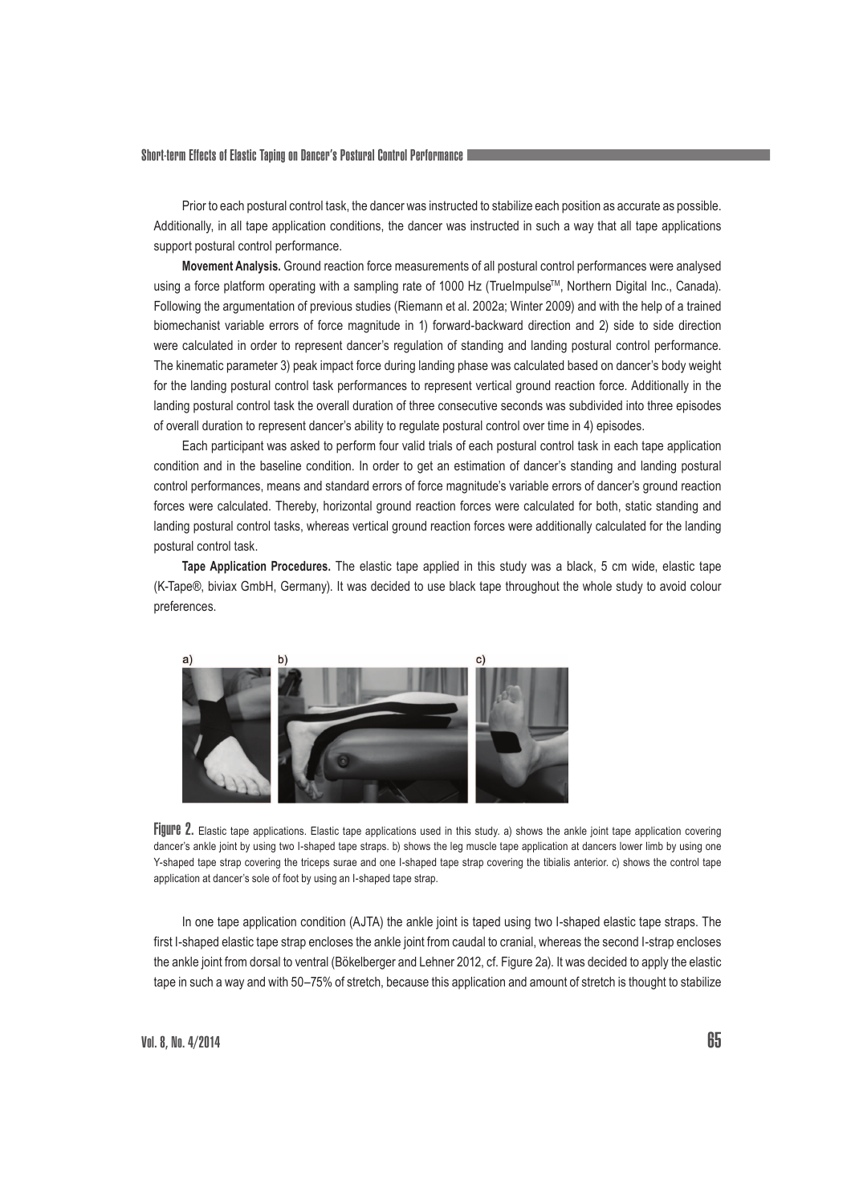Prior to each postural control task, the dancer was instructed to stabilize each position as accurate as possible. Additionally, in all tape application conditions, the dancer was instructed in such a way that all tape applications support postural control performance.

**Movement Analysis.** Ground reaction force measurements of all postural control performances were analysed using a force platform operating with a sampling rate of 1000 Hz (TrueImpulse™, Northern Digital Inc., Canada). Following the argumentation of previous studies (Riemann et al. 2002a; Winter 2009) and with the help of a trained biomechanist variable errors of force magnitude in 1) forward-backward direction and 2) side to side direction were calculated in order to represent dancer's regulation of standing and landing postural control performance. The kinematic parameter 3) peak impact force during landing phase was calculated based on dancer's body weight for the landing postural control task performances to represent vertical ground reaction force. Additionally in the landing postural control task the overall duration of three consecutive seconds was subdivided into three episodes of overall duration to represent dancer's ability to regulate postural control over time in 4) episodes.

Each participant was asked to perform four valid trials of each postural control task in each tape application condition and in the baseline condition. In order to get an estimation of dancer's standing and landing postural control performances, means and standard errors of force magnitude's variable errors of dancer's ground reaction forces were calculated. Thereby, horizontal ground reaction forces were calculated for both, static standing and landing postural control tasks, whereas vertical ground reaction forces were additionally calculated for the landing postural control task.

**Tape Application Procedures.** The elastic tape applied in this study was a black, 5 cm wide, elastic tape (K-Tape®, biviax GmbH, Germany). It was decided to use black tape throughout the whole study to avoid colour preferences.

**Figure 2.** Elastic tape applications. Elastic tape applications used in this study. a) shows the ankle joint tape application covering dancer's ankle joint by using two I-shaped tape straps. b) shows the leg muscle tape application at dancers lower limb by using one Y-shaped tape strap covering the triceps surae and one I-shaped tape strap covering the tibialis anterior. c) shows the control tape application at dancer's sole of foot by using an I-shaped tape strap.

In one tape application condition (AJTA) the ankle joint is taped using two I-shaped elastic tape straps. The first I-shaped elastic tape strap encloses the ankle joint from caudal to cranial, whereas the second I-strap encloses the ankle joint from dorsal to ventral (Bökelberger and Lehner 2012, cf. Figure 2a). It was decided to apply the elastic tape in such a way and with 50–75% of stretch, because this application and amount of stretch is thought to stabilize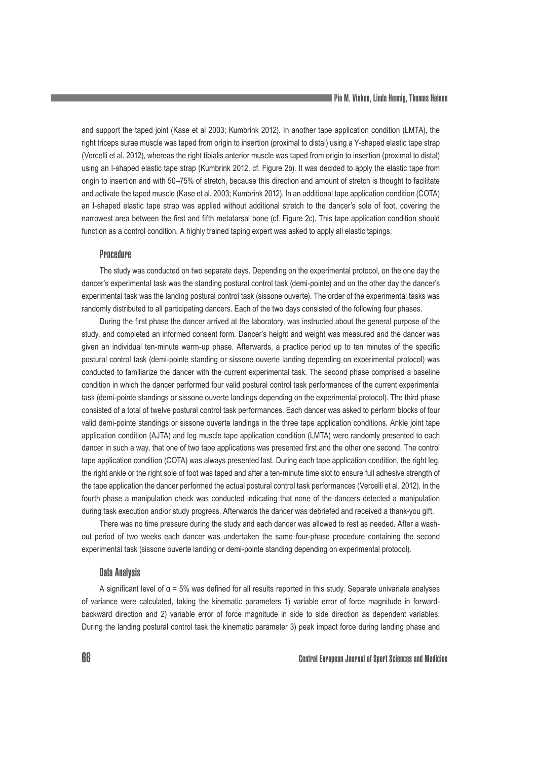and support the taped joint (Kase et al 2003; Kumbrink 2012). In another tape application condition (LMTA), the right triceps surae muscle was taped from origin to insertion (proximal to distal) using a Y-shaped elastic tape strap (Vercelli et al. 2012), whereas the right tibialis anterior muscle was taped from origin to insertion (proximal to distal) using an I-shaped elastic tape strap (Kumbrink 2012, cf. Figure 2b). It was decided to apply the elastic tape from origin to insertion and with 50–75% of stretch, because this direction and amount of stretch is thought to facilitate and activate the taped muscle (Kase et al. 2003; Kumbrink 2012). In an additional tape application condition (COTA) an I-shaped elastic tape strap was applied without additional stretch to the dancer's sole of foot, covering the narrowest area between the first and fifth metatarsal bone (cf. Figure 2c). This tape application condition should function as a control condition. A highly trained taping expert was asked to apply all elastic tapings.

### Procedure

The study was conducted on two separate days. Depending on the experimental protocol, on the one day the dancer's experimental task was the standing postural control task (demi-pointe) and on the other day the dancer's experimental task was the landing postural control task (sissone ouverte). The order of the experimental tasks was randomly distributed to all participating dancers. Each of the two days consisted of the following four phases.

During the first phase the dancer arrived at the laboratory, was instructed about the general purpose of the study, and completed an informed consent form. Dancer's height and weight was measured and the dancer was given an individual ten-minute warm-up phase. Afterwards, a practice period up to ten minutes of the specific postural control task (demi-pointe standing or sissone ouverte landing depending on experimental protocol) was conducted to familiarize the dancer with the current experimental task. The second phase comprised a baseline condition in which the dancer performed four valid postural control task performances of the current experimental task (demi-pointe standings or sissone ouverte landings depending on the experimental protocol). The third phase consisted of a total of twelve postural control task performances. Each dancer was asked to perform blocks of four valid demi-pointe standings or sissone ouverte landings in the three tape application conditions. Ankle joint tape application condition (AJTA) and leg muscle tape application condition (LMTA) were randomly presented to each dancer in such a way, that one of two tape applications was presented first and the other one second. The control tape application condition (COTA) was always presented last. During each tape application condition, the right leg, the right ankle or the right sole of foot was taped and after a ten-minute time slot to ensure full adhesive strength of the tape application the dancer performed the actual postural control task performances (Vercelli et al. 2012). In the fourth phase a manipulation check was conducted indicating that none of the dancers detected a manipulation during task execution and/or study progress. Afterwards the dancer was debriefed and received a thank-you gift.

There was no time pressure during the study and each dancer was allowed to rest as needed. After a wash-out period of two weeks each dancer was undertaken the same four-phase procedure containing the second experimental task (sissone ouverte landing or demi-pointe standing depending on experimental protocol).

### Data Analysis

A significant level of $\alpha$ = 5% was defined for all results reported in this study. Separate univariate analyses of variance were calculated, taking the kinematic parameters 1) variable error of force magnitude in forward-backward direction and 2) variable error of force magnitude in side to side direction as dependent variables. During the landing postural control task the kinematic parameter 3) peak impact force during landing phase and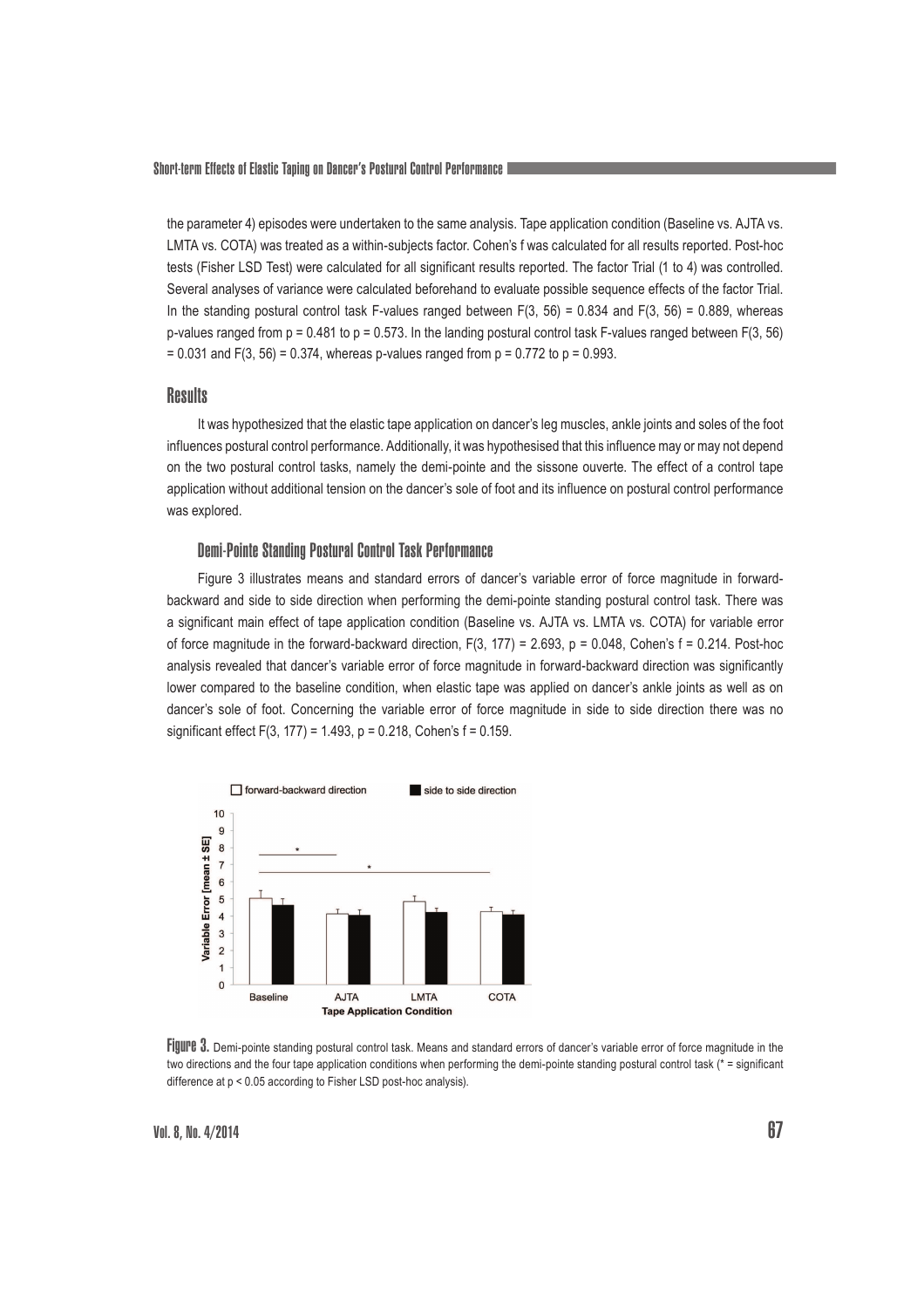the parameter 4) episodes were undertaken to the same analysis. Tape application condition (Baseline vs. AJTA vs. LMTA vs. COTA) was treated as a within-subjects factor. Cohen's f was calculated for all results reported. Post-hoc tests (Fisher LSD Test) were calculated for all significant results reported. The factor Trial (1 to 4) was controlled. Several analyses of variance were calculated beforehand to evaluate possible sequence effects of the factor Trial. In the standing postural control task F-values ranged between $F(3, 56) = 0.834$ and $F(3, 56) = 0.889$, whereas p-values ranged from $p = 0.481$ to $p = 0.573$. In the landing postural control task F-values ranged between $F(3, 56) = 0.031$ and $F(3, 56) = 0.374$, whereas p-values ranged from $p = 0.772$ to $p = 0.993$.

## Results

It was hypothesized that the elastic tape application on dancer's leg muscles, ankle joints and soles of the foot influences postural control performance. Additionally, it was hypothesised that this influence may or may not depend on the two postural control tasks, namely the demi-pointe and the sissone ouverte. The effect of a control tape application without additional tension on the dancer's sole of foot and its influence on postural control performance was explored.

### Demi-Pointe Standing Postural Control Task Performance

Figure 3 illustrates means and standard errors of dancer's variable error of force magnitude in forward-backward and side to side direction when performing the demi-pointe standing postural control task. There was a significant main effect of tape application condition (Baseline vs. AJTA vs. LMTA vs. COTA) for variable error of force magnitude in the forward-backward direction, $F(3, 177) = 2.693$, $p = 0.048$, Cohen's $f = 0.214$. Post-hoc analysis revealed that dancer's variable error of force magnitude in forward-backward direction was significantly lower compared to the baseline condition, when elastic tape was applied on dancer's ankle joints as well as on dancer's sole of foot. Concerning the variable error of force magnitude in side to side direction there was no significant effect $F(3, 177) = 1.493$, $p = 0.218$, Cohen's $f = 0.159$.

**Figure 3.** Demi-pointe standing postural control task. Means and standard errors of dancer's variable error of force magnitude in the two directions and the four tape application conditions when performing the demi-pointe standing postural control task (* = significant difference at $p < 0.05$ according to Fisher LSD post-hoc analysis).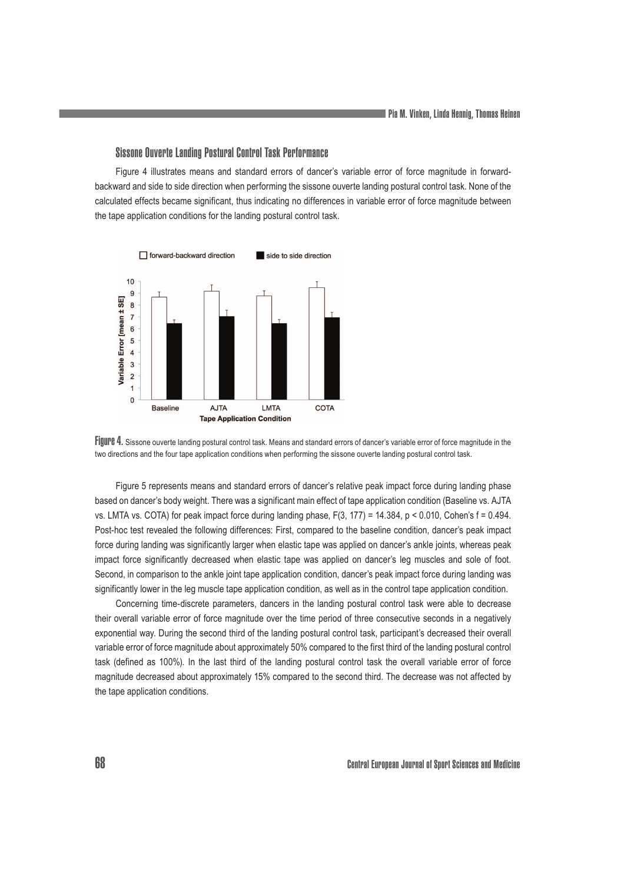### Sissone Ouverte Landing Postural Control Task Performance

Figure 4 illustrates means and standard errors of dancer's variable error of force magnitude in forward-backward and side to side direction when performing the sissone ouverte landing postural control task. None of the calculated effects became significant, thus indicating no differences in variable error of force magnitude between the tape application conditions for the landing postural control task.

**Figure 4.** Sissone ouverte landing postural control task. Means and standard errors of dancer's variable error of force magnitude in the two directions and the four tape application conditions when performing the sissone ouverte landing postural control task.

Figure 5 represents means and standard errors of dancer's relative peak impact force during landing phase based on dancer's body weight. There was a significant main effect of tape application condition (Baseline vs. AJTA vs. LMTA vs. COTA) for peak impact force during landing phase, $F(3, 177) = 14.384$, $p < 0.010$, Cohen's $f = 0.494$. Post-hoc test revealed the following differences: First, compared to the baseline condition, dancer's peak impact force during landing was significantly larger when elastic tape was applied on dancer's ankle joints, whereas peak impact force significantly decreased when elastic tape was applied on dancer's leg muscles and sole of foot. Second, in comparison to the ankle joint tape application condition, dancer's peak impact force during landing was significantly lower in the leg muscle tape application condition, as well as in the control tape application condition.

Concerning time-discrete parameters, dancers in the landing postural control task were able to decrease their overall variable error of force magnitude over the time period of three consecutive seconds in a negatively exponential way. During the second third of the landing postural control task, participant's decreased their overall variable error of force magnitude about approximately 50% compared to the first third of the landing postural control task (defined as 100%). In the last third of the landing postural control task the overall variable error of force magnitude decreased about approximately 15% compared to the second third. The decrease was not affected by the tape application conditions.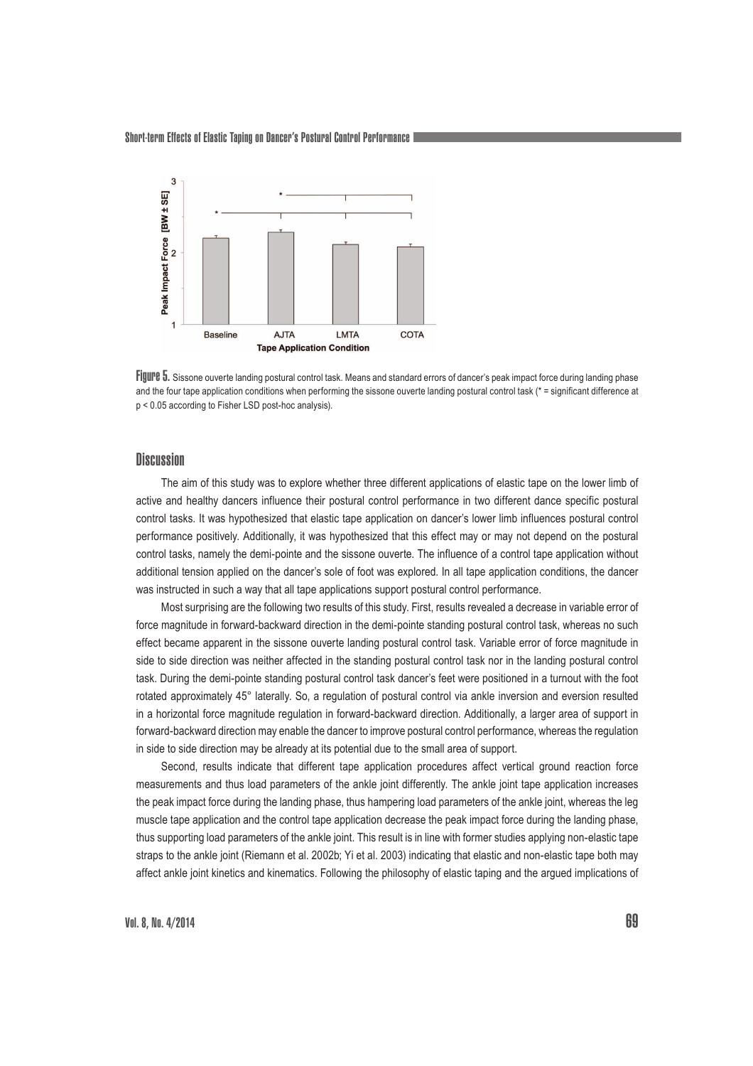Figure 5. Sissone ouverte landing postural control task. Means and standard errors of dancer's peak impact force during landing phase and the four tape application conditions when performing the sissone ouverte landing postural control task (* = significant difference at $p < 0.05$ according to Fisher LSD post-hoc analysis).

## Discussion

The aim of this study was to explore whether three different applications of elastic tape on the lower limb of active and healthy dancers influence their postural control performance in two different dance specific postural control tasks. It was hypothesized that elastic tape application on dancer's lower limb influences postural control performance positively. Additionally, it was hypothesized that this effect may or may not depend on the postural control tasks, namely the demi-pointe and the sissone ouverte. The influence of a control tape application without additional tension applied on the dancer's sole of foot was explored. In all tape application conditions, the dancer was instructed in such a way that all tape applications support postural control performance.

Most surprising are the following two results of this study. First, results revealed a decrease in variable error of force magnitude in forward-backward direction in the demi-pointe standing postural control task, whereas no such effect became apparent in the sissone ouverte landing postural control task. Variable error of force magnitude in side to side direction was neither affected in the standing postural control task nor in the landing postural control task. During the demi-pointe standing postural control task dancer's feet were positioned in a turnout with the foot rotated approximately 45° laterally. So, a regulation of postural control via ankle inversion and eversion resulted in a horizontal force magnitude regulation in forward-backward direction. Additionally, a larger area of support in forward-backward direction may enable the dancer to improve postural control performance, whereas the regulation in side to side direction may be already at its potential due to the small area of support.

Second, results indicate that different tape application procedures affect vertical ground reaction force measurements and thus load parameters of the ankle joint differently. The ankle joint tape application increases the peak impact force during the landing phase, thus hampering load parameters of the ankle joint, whereas the leg muscle tape application and the control tape application decrease the peak impact force during the landing phase, thus supporting load parameters of the ankle joint. This result is in line with former studies applying non-elastic tape straps to the ankle joint (Riemann et al. 2002b; Yi et al. 2003) indicating that elastic and non-elastic tape both may affect ankle joint kinetics and kinematics. Following the philosophy of elastic taping and the argued implications of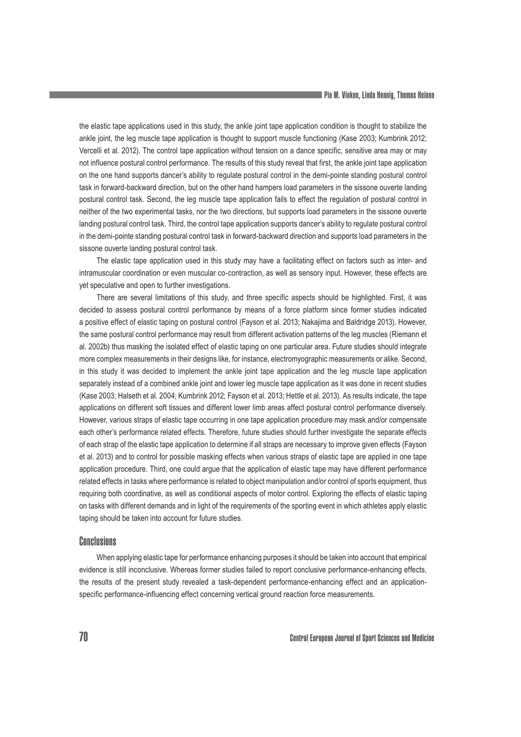the elastic tape applications used in this study, the ankle joint tape application condition is thought to stabilize the ankle joint, the leg muscle tape application is thought to support muscle functioning (Kase 2003; Kumbrink 2012; Vercelli et al. 2012). The control tape application without tension on a dance specific, sensitive area may or may not influence postural control performance. The results of this study reveal that first, the ankle joint tape application on the one hand supports dancer's ability to regulate postural control in the demi-pointe standing postural control task in forward-backward direction, but on the other hand hampers load parameters in the sissone ouverte landing postural control task. Second, the leg muscle tape application fails to effect the regulation of postural control in neither of the two experimental tasks, nor the two directions, but supports load parameters in the sissone ouverte landing postural control task. Third, the control tape application supports dancer's ability to regulate postural control in the demi-pointe standing postural control task in forward-backward direction and supports load parameters in the sissone ouverte landing postural control task.

The elastic tape application used in this study may have a facilitating effect on factors such as inter- and intramuscular coordination or even muscular co-contraction, as well as sensory input. However, these effects are yet speculative and open to further investigations.

There are several limitations of this study, and three specific aspects should be highlighted. First, it was decided to assess postural control performance by means of a force platform since former studies indicated a positive effect of elastic taping on postural control (Fayson et al. 2013; Nakajima and Baldridge 2013). However, the same postural control performance may result from different activation patterns of the leg muscles (Riemann et al. 2002b) thus masking the isolated effect of elastic taping on one particular area. Future studies should integrate more complex measurements in their designs like, for instance, electromyographic measurements or alike. Second, in this study it was decided to implement the ankle joint tape application and the leg muscle tape application separately instead of a combined ankle joint and lower leg muscle tape application as it was done in recent studies (Kase 2003; Halseth et al. 2004; Kumbrink 2012; Fayson et al. 2013; Hettle et al. 2013). As results indicate, the tape applications on different soft tissues and different lower limb areas affect postural control performance diversely. However, various straps of elastic tape occurring in one tape application procedure may mask and/or compensate each other's performance related effects. Therefore, future studies should further investigate the separate effects of each strap of the elastic tape application to determine if all straps are necessary to improve given effects (Fayson et al. 2013) and to control for possible masking effects when various straps of elastic tape are applied in one tape application procedure. Third, one could argue that the application of elastic tape may have different performance related effects in tasks where performance is related to object manipulation and/or control of sports equipment, thus requiring both coordinative, as well as conditional aspects of motor control. Exploring the effects of elastic taping on tasks with different demands and in light of the requirements of the sporting event in which athletes apply elastic taping should be taken into account for future studies.

## Conclusions

When applying elastic tape for performance enhancing purposes it should be taken into account that empirical evidence is still inconclusive. Whereas former studies failed to report conclusive performance-enhancing effects, the results of the present study revealed a task-dependent performance-enhancing effect and an application-specific performance-influencing effect concerning vertical ground reaction force measurements.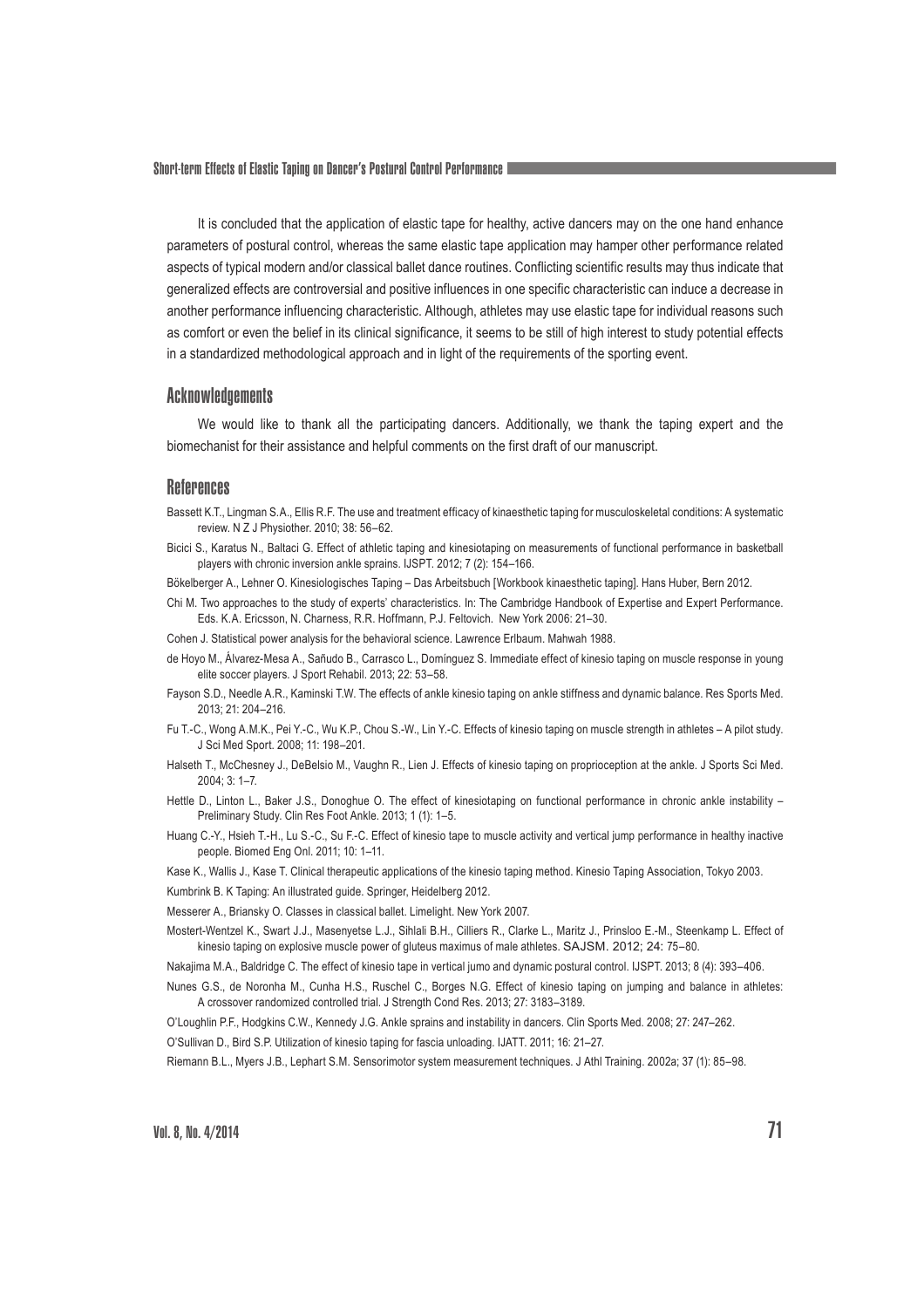It is concluded that the application of elastic tape for healthy, active dancers may on the one hand enhance parameters of postural control, whereas the same elastic tape application may hamper other performance related aspects of typical modern and/or classical ballet dance routines. Conflicting scientific results may thus indicate that generalized effects are controversial and positive influences in one specific characteristic can induce a decrease in another performance influencing characteristic. Although, athletes may use elastic tape for individual reasons such as comfort or even the belief in its clinical significance, it seems to be still of high interest to study potential effects in a standardized methodological approach and in light of the requirements of the sporting event.

## Acknowledgements

We would like to thank all the participating dancers. Additionally, we thank the taping expert and the biomechanist for their assistance and helpful comments on the first draft of our manuscript.

## References

Bassett K.T., Lingman S.A., Ellis R.F. The use and treatment efficacy of kinaesthetic taping for musculoskeletal conditions: A systematic review. N Z J Physiother. 2010; 38: 56–62.

Bicici S., Karatus N., Baltaci G. Effect of athletic taping and kinesiotaping on measurements of functional performance in basketball players with chronic inversion ankle sprains. IJSPT. 2012; 7 (2): 154–166.

Bökelberger A., Lehner O. Kinesiologisches Taping – Das Arbeitsbuch [Workbook kinaesthetic taping]. Hans Huber, Bern 2012.

Chi M. Two approaches to the study of experts' characteristics. In: The Cambridge Handbook of Expertise and Expert Performance. Eds. K.A. Ericsson, N. Charness, R.R. Hoffmann, P.J. Feltovich. New York 2006: 21–30.

Cohen J. Statistical power analysis for the behavioral science. Lawrence Erlbaum. Mahwah 1988.

de Hoyo M., Álvarez-Mesa A., Sañudo B., Carrasco L., Domínguez S. Immediate effect of kinesio taping on muscle response in young elite soccer players. J Sport Rehabil. 2013; 22: 53–58.

Fayson S.D., Needle A.R., Kaminski T.W. The effects of ankle kinesio taping on ankle stiffness and dynamic balance. Res Sports Med. 2013; 21: 204–216.

Fu T.-C., Wong A.M.K., Pei Y.-C., Wu K.P., Chou S.-W., Lin Y.-C. Effects of kinesio taping on muscle strength in athletes – A pilot study. J Sci Med Sport. 2008; 11: 198–201.

Halseth T., McChesney J., DeBelsio M., Vaughn R., Lien J. Effects of kinesio taping on proprioception at the ankle. J Sports Sci Med. 2004; 3: 1–7.

Hettle D., Linton L., Baker J.S., Donoghue O. The effect of kinesiotaping on functional performance in chronic ankle instability – Preliminary Study. Clin Res Foot Ankle. 2013; 1 (1): 1–5.

Huang C.-Y., Hsieh T.-H., Lu S.-C., Su F.-C. Effect of kinesio tape to muscle activity and vertical jump performance in healthy inactive people. Biomed Eng Onl. 2011; 10: 1–11.

Kase K., Wallis J., Kase T. Clinical therapeutic applications of the kinesio taping method. Kinesio Taping Association, Tokyo 2003.

Kumbrink B. K Taping: An illustrated guide. Springer, Heidelberg 2012.

Messerer A., Briansky O. Classes in classical ballet. Limelight. New York 2007.

Mostert-Wentzel K., Swart J.J., Masenyetse L.J., Sihlali B.H., Cilliers R., Clarke L., Maritz J., Prinsloo E.-M., Steenkamp L. Effect of kinesio taping on explosive muscle power of gluteus maximus of male athletes. SAJSM. 2012; 24: 75–80.

Nakajima M.A., Baldridge C. The effect of kinesio tape in vertical jumo and dynamic postural control. IJSPT. 2013; 8 (4): 393–406.

Nunes G.S., de Noronha M., Cunha H.S., Ruschel C., Borges N.G. Effect of kinesio taping on jumping and balance in athletes: A crossover randomized controlled trial. J Strength Cond Res. 2013; 27: 3183–3189.

O'Loughlin P.F., Hodgkins C.W., Kennedy J.G. Ankle sprains and instability in dancers. Clin Sports Med. 2008; 27: 247–262.

O'Sullivan D., Bird S.P. Utilization of kinesio taping for fascia unloading. IJATT. 2011; 16: 21–27.

Riemann B.L., Myers J.B., Lephart S.M. Sensorimotor system measurement techniques. J Athl Training. 2002a; 37 (1): 85–98.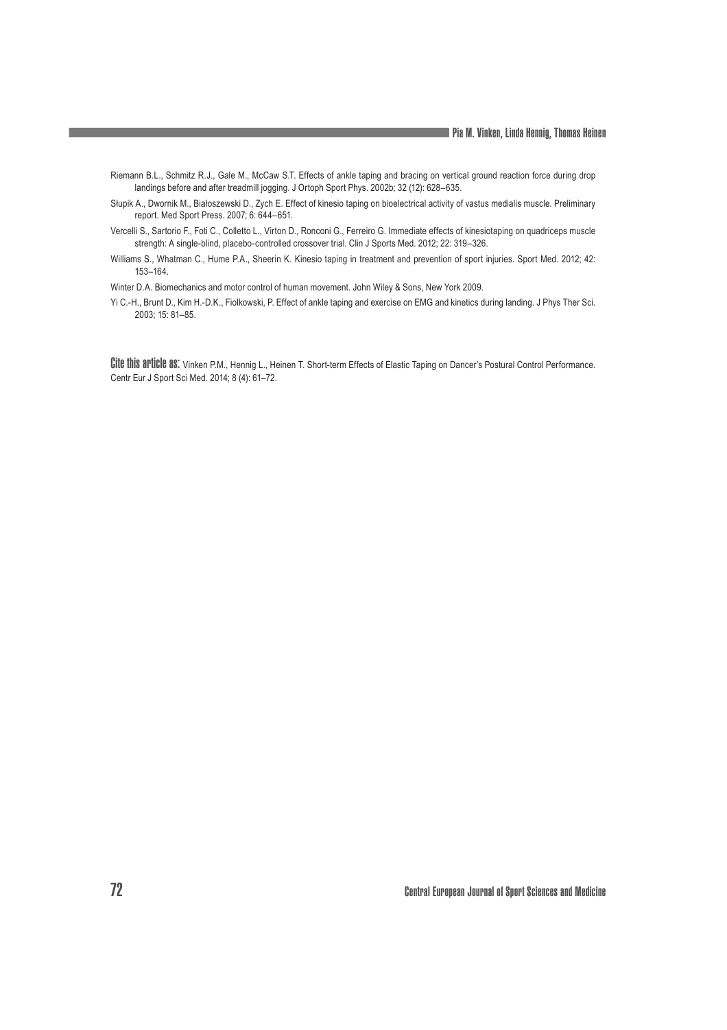Riemann B.L., Schmitz R.J., Gale M., McCaw S.T. Effects of ankle taping and bracing on vertical ground reaction force during drop landings before and after treadmill jogging. J Ortoph Sport Phys. 2002b; 32 (12): 628–635.

Słupik A., Dwornik M., Białoszewski D., Zych E. Effect of kinesio taping on bioelectrical activity of vastus medialis muscle. Preliminary report. Med Sport Press. 2007; 6: 644–651.

Vercelli S., Sartorio F., Foti C., Colletto L., Virton D., Ronconi G., Ferreiro G. Immediate effects of kinesiotaping on quadriceps muscle strength: A single-blind, placebo-controlled crossover trial. Clin J Sports Med. 2012; 22: 319–326.

Williams S., Whatman C., Hume P.A., Sheerin K. Kinesio taping in treatment and prevention of sport injuries. Sport Med. 2012; 42: 153–164.

Winter D.A. Biomechanics and motor control of human movement. John Wiley & Sons, New York 2009.

Yi C.-H., Brunt D., Kim H.-D.K., Fiolkowski, P. Effect of ankle taping and exercise on EMG and kinetics during landing. J Phys Ther Sci. 2003; 15: 81–85.

**Cite this article as:** Vinken P.M., Hennig L., Heinen T. Short-term Effects of Elastic Taping on Dancer's Postural Control Performance. Centr Eur J Sport Sci Med. 2014; 8 (4): 61–72.